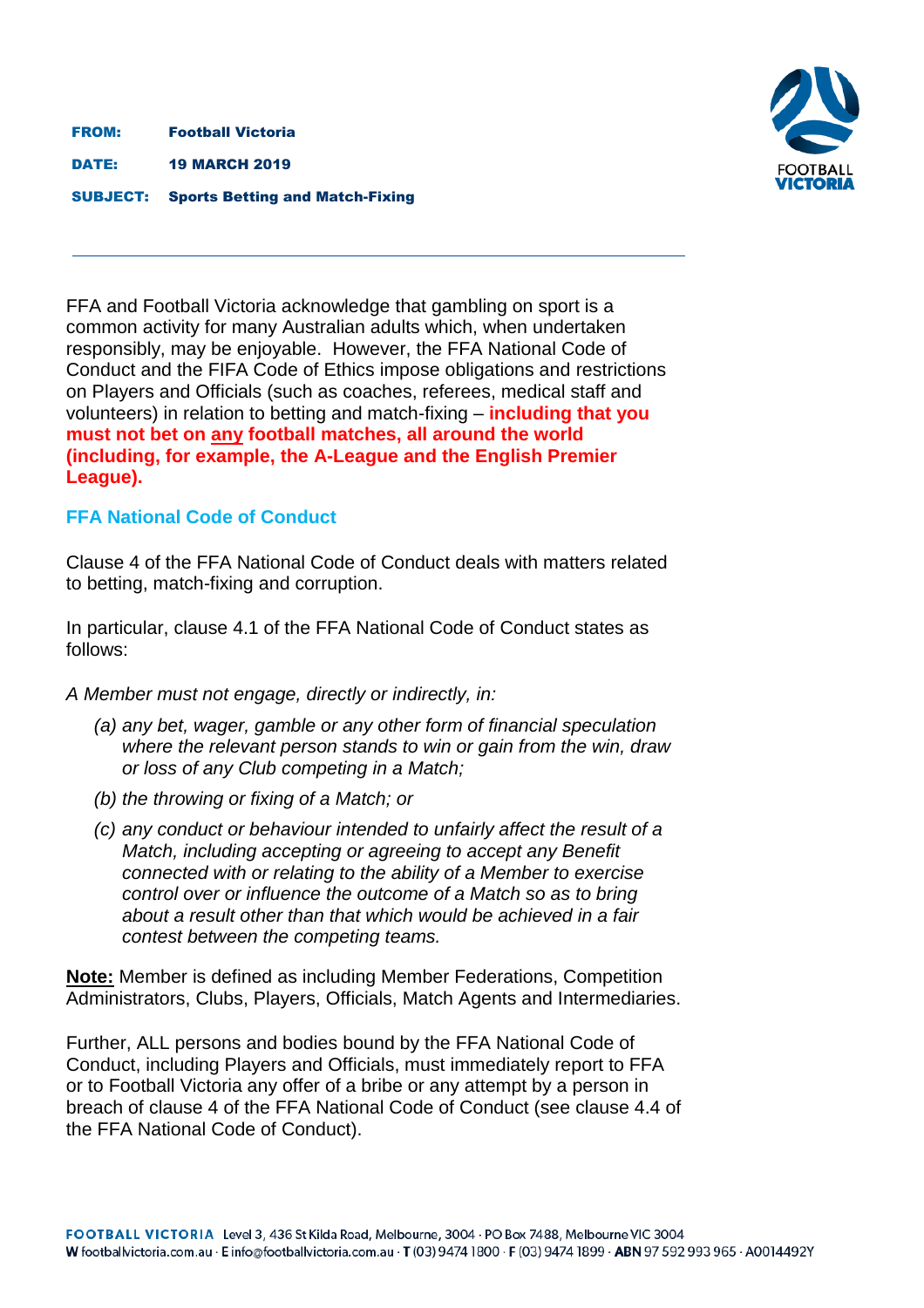**FROM:** **Football Victoria**

**DATE:** **19 MARCH 2019**

**SUBJECT:** **Sports Betting and Match-Fixing**

---

FFA and Football Victoria acknowledge that gambling on sport is a common activity for many Australian adults which, when undertaken responsibly, may be enjoyable. However, the FFA National Code of Conduct and the FIFA Code of Ethics impose obligations and restrictions on Players and Officials (such as coaches, referees, medical staff and volunteers) in relation to betting and match-fixing – **including that you must not bet on any football matches, all around the world (including, for example, the A-League and the English Premier League).**

## FFA National Code of Conduct

Clause 4 of the FFA National Code of Conduct deals with matters related to betting, match-fixing and corruption.

In particular, clause 4.1 of the FFA National Code of Conduct states as follows:

*A Member must not engage, directly or indirectly, in:*

- *(a) any bet, wager, gamble or any other form of financial speculation where the relevant person stands to win or gain from the win, draw or loss of any Club competing in a Match;*
- *(b) the throwing or fixing of a Match; or*
- *(c) any conduct or behaviour intended to unfairly affect the result of a Match, including accepting or agreeing to accept any Benefit connected with or relating to the ability of a Member to exercise control over or influence the outcome of a Match so as to bring about a result other than that which would be achieved in a fair contest between the competing teams.*

**Note:** Member is defined as including Member Federations, Competition Administrators, Clubs, Players, Officials, Match Agents and Intermediaries.

Further, ALL persons and bodies bound by the FFA National Code of Conduct, including Players and Officials, must immediately report to FFA or to Football Victoria any offer of a bribe or any attempt by a person in breach of clause 4 of the FFA National Code of Conduct (see clause 4.4 of the FFA National Code of Conduct).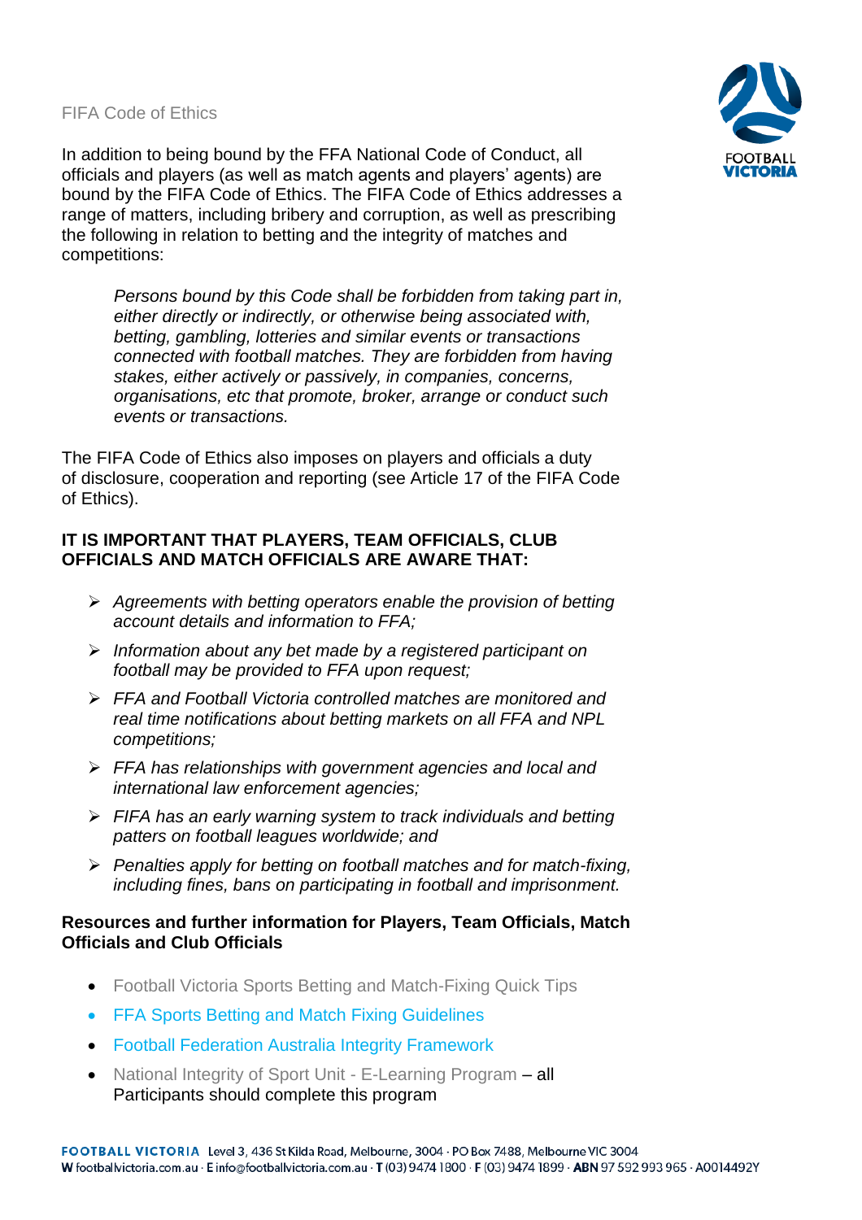FIFA Code of Ethics

In addition to being bound by the FFA National Code of Conduct, all officials and players (as well as match agents and players' agents) are bound by the FIFA Code of Ethics. The FIFA Code of Ethics addresses a range of matters, including bribery and corruption, as well as prescribing the following in relation to betting and the integrity of matches and competitions:

> *Persons bound by this Code shall be forbidden from taking part in, either directly or indirectly, or otherwise being associated with, betting, gambling, lotteries and similar events or transactions connected with football matches. They are forbidden from having stakes, either actively or passively, in companies, concerns, organisations, etc that promote, broker, arrange or conduct such events or transactions.*

The FIFA Code of Ethics also imposes on players and officials a duty of disclosure, cooperation and reporting (see Article 17 of the FIFA Code of Ethics).

**IT IS IMPORTANT THAT PLAYERS, TEAM OFFICIALS, CLUB OFFICIALS AND MATCH OFFICIALS ARE AWARE THAT:**

- *Agreements with betting operators enable the provision of betting account details and information to FFA;*
- *Information about any bet made by a registered participant on football may be provided to FFA upon request;*
- *FFA and Football Victoria controlled matches are monitored and real time notifications about betting markets on all FFA and NPL competitions;*
- *FFA has relationships with government agencies and local and international law enforcement agencies;*
- *FIFA has an early warning system to track individuals and betting patters on football leagues worldwide; and*
- *Penalties apply for betting on football matches and for match-fixing, including fines, bans on participating in football and imprisonment.*

**Resources and further information for Players, Team Officials, Match Officials and Club Officials**

- Football Victoria Sports Betting and Match-Fixing Quick Tips
- FFA Sports Betting and Match Fixing Guidelines
- Football Federation Australia Integrity Framework
- National Integrity of Sport Unit - E-Learning Program – all Participants should complete this program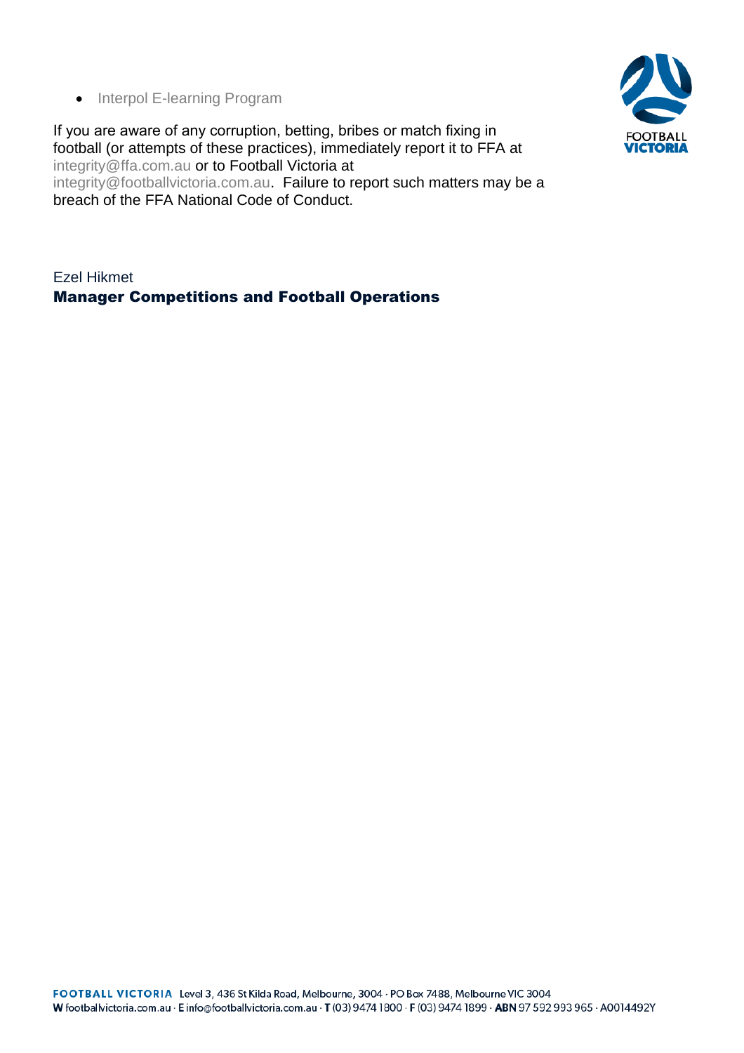- Interpol E-learning Program

If you are aware of any corruption, betting, bribes or match fixing in football (or attempts of these practices), immediately report it to FFA at integrity@ffa.com.au or to Football Victoria at integrity@footballvictoria.com.au. Failure to report such matters may be a breach of the FFA National Code of Conduct.

Ezel Hikmet
**Manager Competitions and Football Operations**